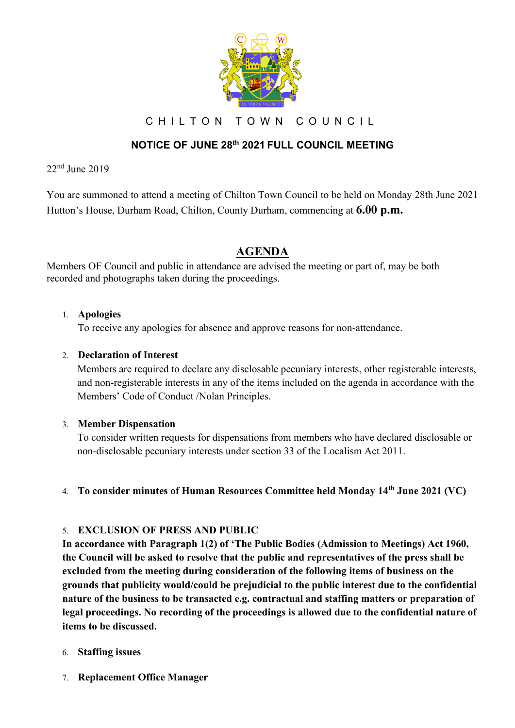C H I L T O N   T O W N   C O U N C I L

**NOTICE OF JUNE 28th 2021 FULL COUNCIL MEETING**

22nd June 2019

You are summoned to attend a meeting of Chilton Town Council to be held on Monday 28th June 2021 Hutton's House, Durham Road, Chilton, County Durham, commencing at **6.00 p.m.**

# AGENDA

Members OF Council and public in attendance are advised the meeting or part of, may be both recorded and photographs taken during the proceedings.

1. **Apologies**
   To receive any apologies for absence and approve reasons for non-attendance.

2. **Declaration of Interest**
   Members are required to declare any disclosable pecuniary interests, other registerable interests, and non-registerable interests in any of the items included on the agenda in accordance with the Members' Code of Conduct /Nolan Principles.

3. **Member Dispensation**
   To consider written requests for dispensations from members who have declared disclosable or non-disclosable pecuniary interests under section 33 of the Localism Act 2011.

4. **To consider minutes of Human Resources Committee held Monday 14th June 2021 (VC)**

5. **EXCLUSION OF PRESS AND PUBLIC**

**In accordance with Paragraph 1(2) of 'The Public Bodies (Admission to Meetings) Act 1960, the Council will be asked to resolve that the public and representatives of the press shall be excluded from the meeting during consideration of the following items of business on the grounds that publicity would/could be prejudicial to the public interest due to the confidential nature of the business to be transacted e.g. contractual and staffing matters or preparation of legal proceedings. No recording of the proceedings is allowed due to the confidential nature of items to be discussed.**

6. **Staffing issues**

7. **Replacement Office Manager**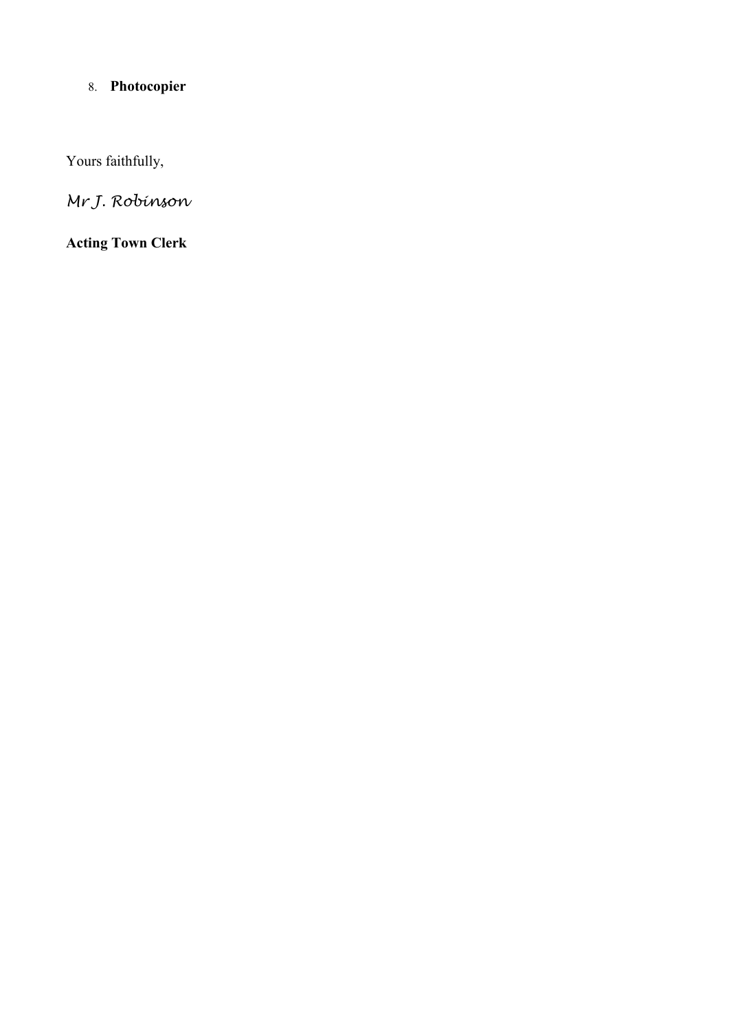8. **Photocopier**

Yours faithfully,

*Mr J. Robinson*

**Acting Town Clerk**